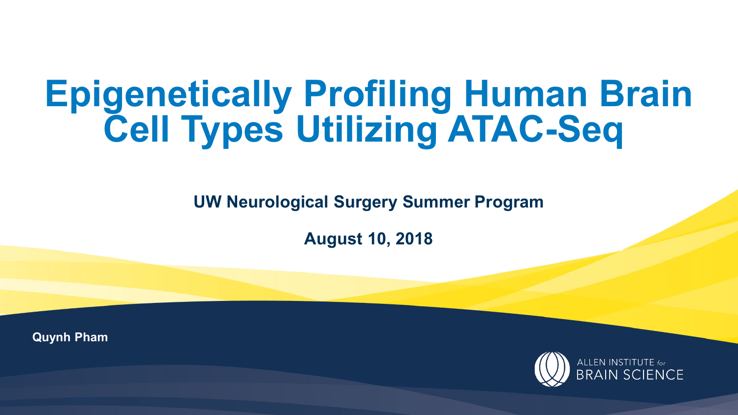# Epigenetically Profiling Human Brain Cell Types Utilizing ATAC-Seq

**UW Neurological Surgery Summer Program**

**August 10, 2018**

**Quynh Pham**

ALLEN INSTITUTE for BRAIN SCIENCE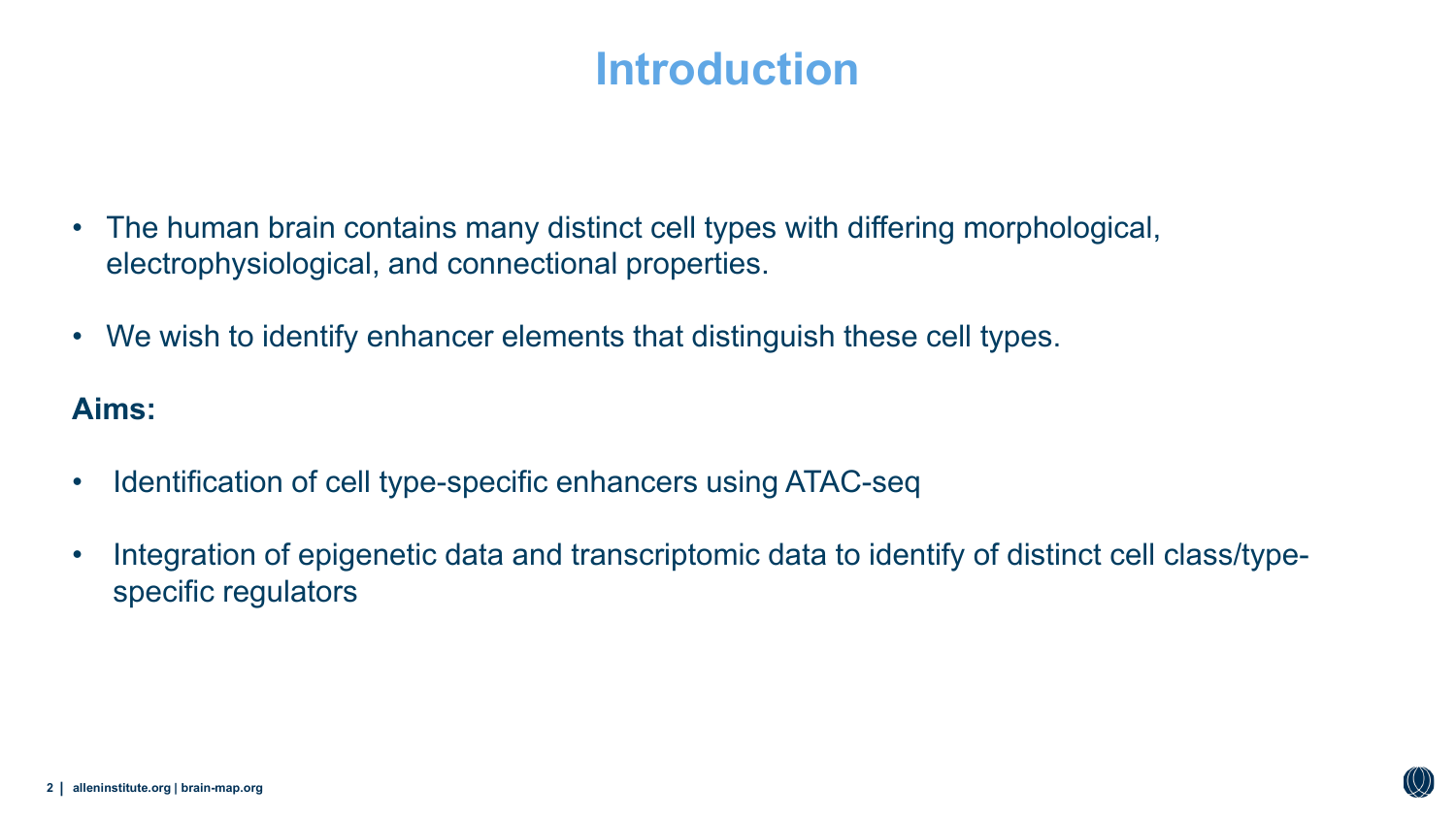# Introduction

- The human brain contains many distinct cell types with differing morphological, electrophysiological, and connectional properties.
- We wish to identify enhancer elements that distinguish these cell types.

**Aims:**

- Identification of cell type-specific enhancers using ATAC-seq
- Integration of epigenetic data and transcriptomic data to identify of distinct cell class/type-specific regulators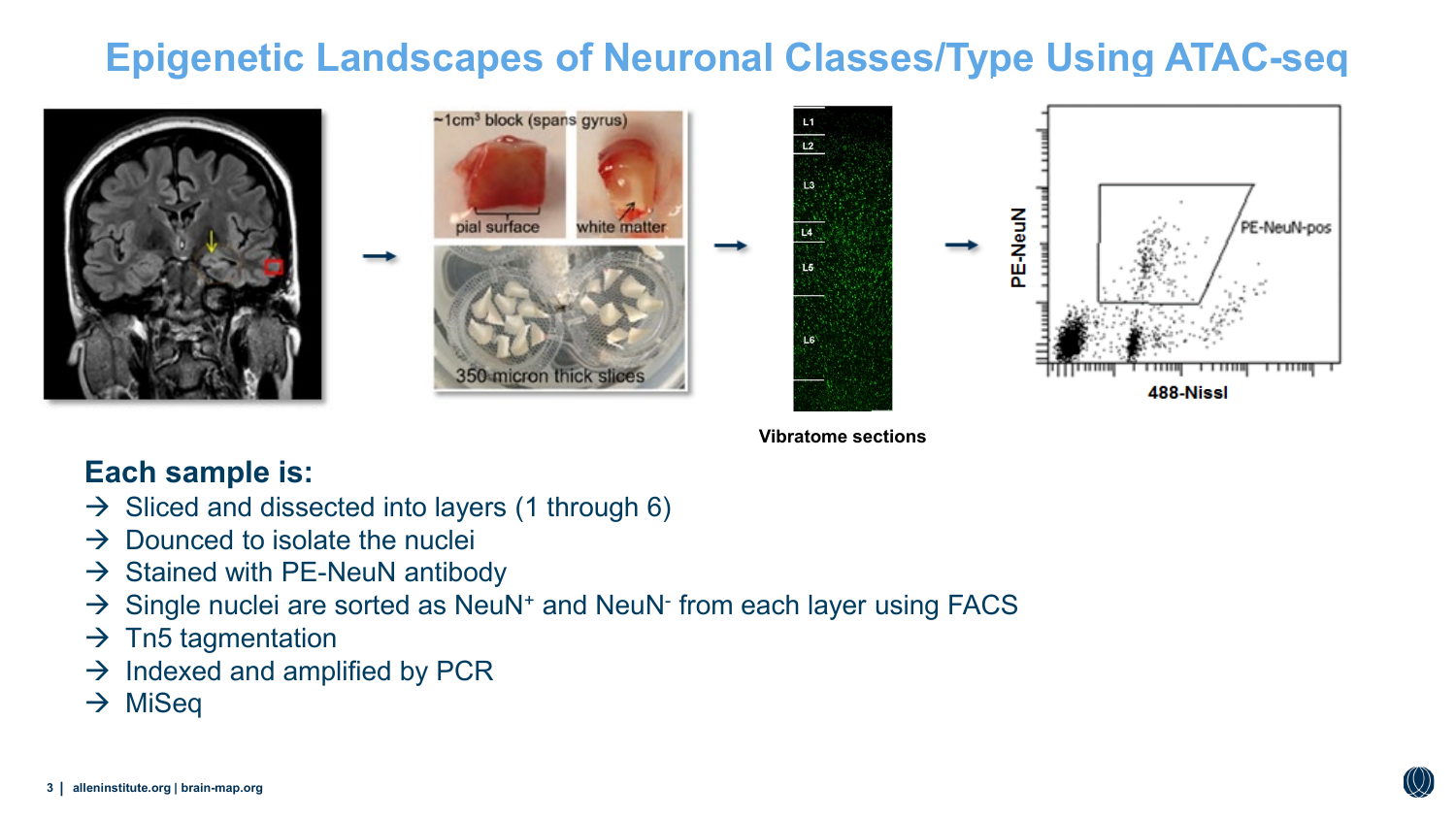# Epigenetic Landscapes of Neuronal Classes/Type Using ATAC-seq

Vibratome sections

**Each sample is:**

- → Sliced and dissected into layers (1 through 6)
- → Dounced to isolate the nuclei
- → Stained with PE-NeuN antibody
- → Single nuclei are sorted as $NeuN^{+}$ and $NeuN^{-}$ from each layer using FACS
- → Tn5 tagmentation
- → Indexed and amplified by PCR
- → MiSeq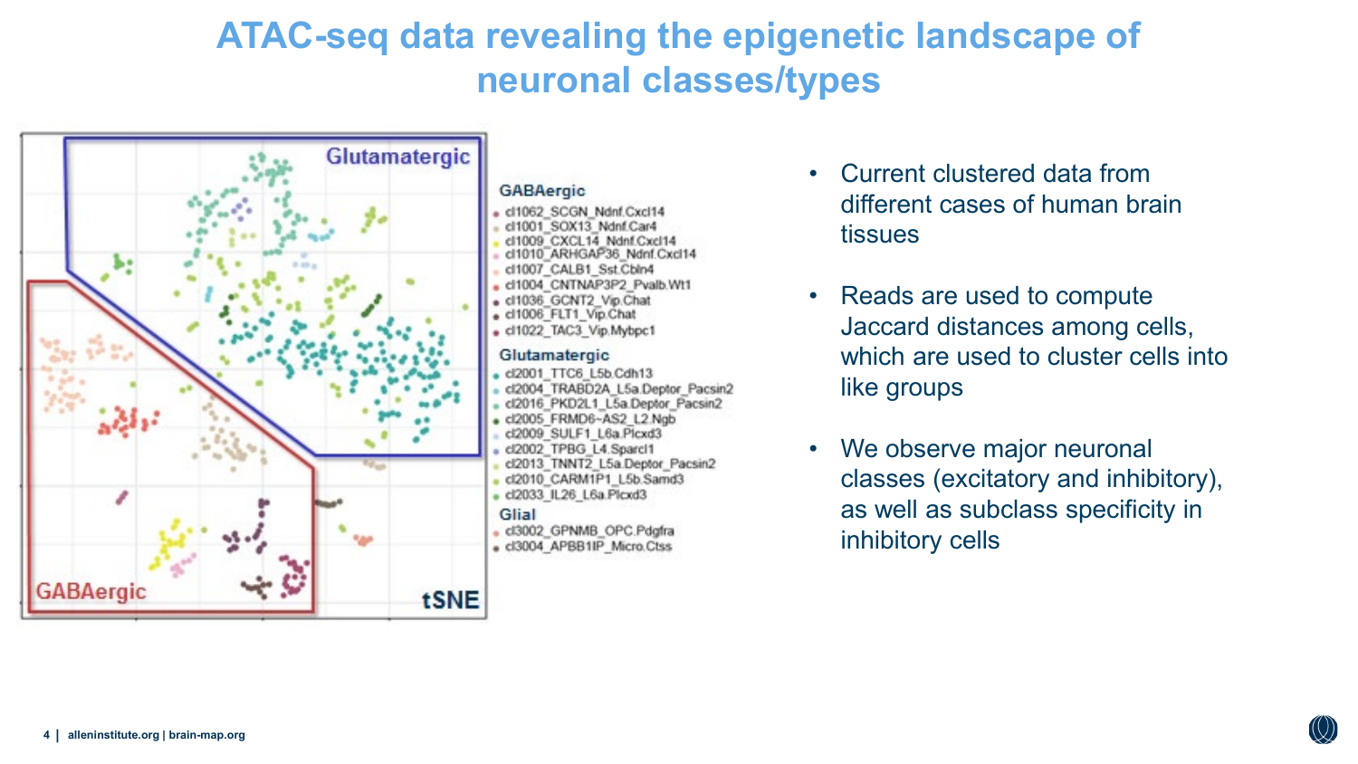# ATAC-seq data revealing the epigenetic landscape of neuronal classes/types

- Current clustered data from different cases of human brain tissues
- Reads are used to compute Jaccard distances among cells, which are used to cluster cells into like groups
- We observe major neuronal classes (excitatory and inhibitory), as well as subclass specificity in inhibitory cells

Glutamatergic

GABAergic

tSNE

**GABAergic**
- cl1062_SCGN_Ndnf.Cxcl14
- cl1001_SOX13_Ndnf.Car4
- cl1009_CXCL14_Ndnf.Cxcl14
- cl1010_ARHGAP36_Ndnf.Cxcl14
- cl1007_CALB1_Sst.Cbln4
- cl1004_CNTNAP3P2_Pvalb.Wt1
- cl1036_GCNT2_Vip.Chat
- cl1006_FLT1_Vip.Chat
- cl1022_TAC3_Vip.Mybpc1

**Glutamatergic**
- cl2001_TTC6_L5b.Cdh13
- cl2004_TRABD2A_L5a.Deptor_Pacsin2
- cl2016_PKD2L1_L5a.Deptor_Pacsin2
- cl2005_FRMD6-AS2_L2.Ngb
- cl2009_SULF1_L6a.Plcxd3
- cl2002_TPBG_L4.Sparcl1
- cl2013_TNNT2_L5a.Deptor_Pacsin2
- cl2010_CARM1P1_L5b.Samd3
- cl2033_IL26_L6a.Plcxd3

**Glial**
- cl3002_GPNMB_OPC.Pdgfra
- cl3004_APBB1IP_Micro.Ctss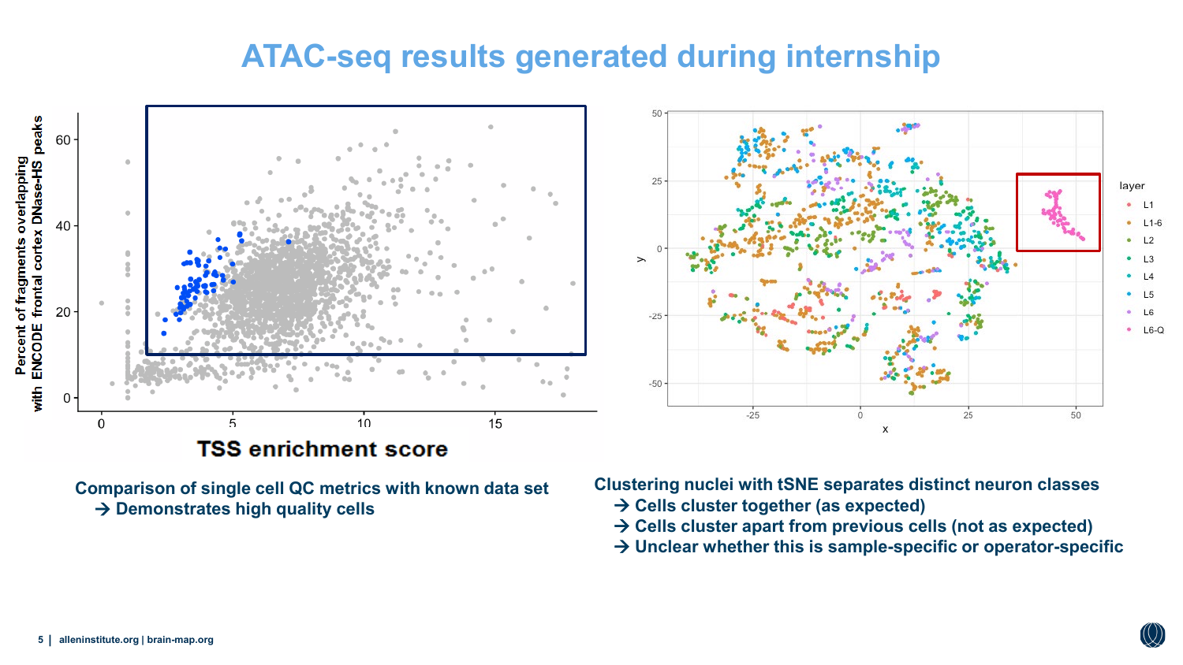# ATAC-seq results generated during internship

Comparison of single cell QC metrics with known data set
→ Demonstrates high quality cells

Clustering nuclei with tSNE separates distinct neuron classes
→ Cells cluster together (as expected)
→ Cells cluster apart from previous cells (not as expected)
→ Unclear whether this is sample-specific or operator-specific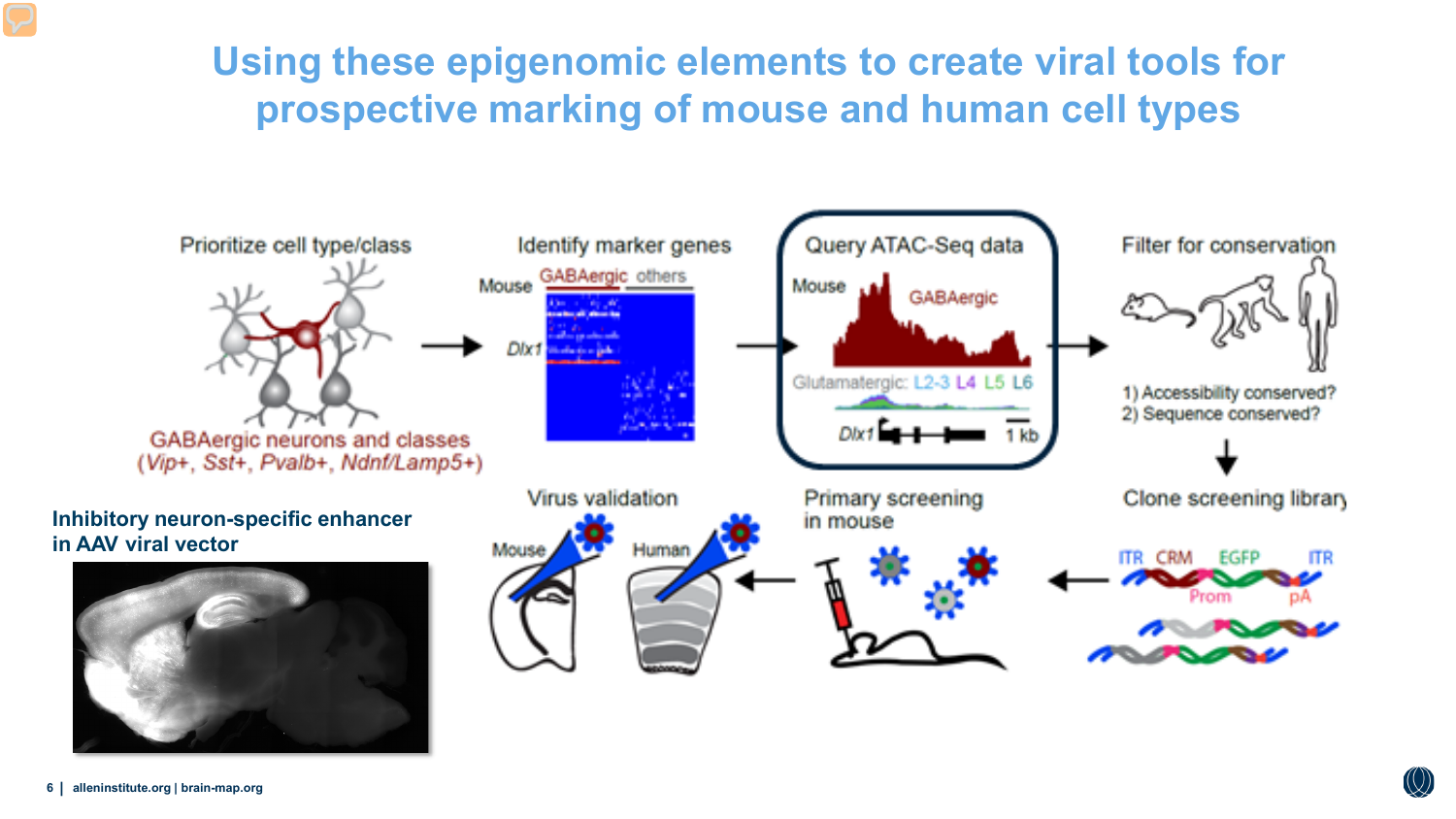# Using these epigenomic elements to create viral tools for prospective marking of mouse and human cell types

Prioritize cell type/class

GABAergic neurons and classes (*Vip+*, *Sst+*, *Pvalb+*, *Ndnf/Lamp5+*)

Identify marker genes

Mouse GABAergic others

*Dlx1*

Query ATAC-Seq data

Mouse GABAergic

Glutamatergic: L2-3 L4 L5 L6

*Dlx1* 1 kb

Filter for conservation

1) Accessibility conserved?
2) Sequence conserved?

Clone screening library

ITR CRM EGFP ITR

Prom pA

Primary screening in mouse

Virus validation

Mouse Human

**Inhibitory neuron-specific enhancer in AAV viral vector**

alleninstitute.org | brain-map.org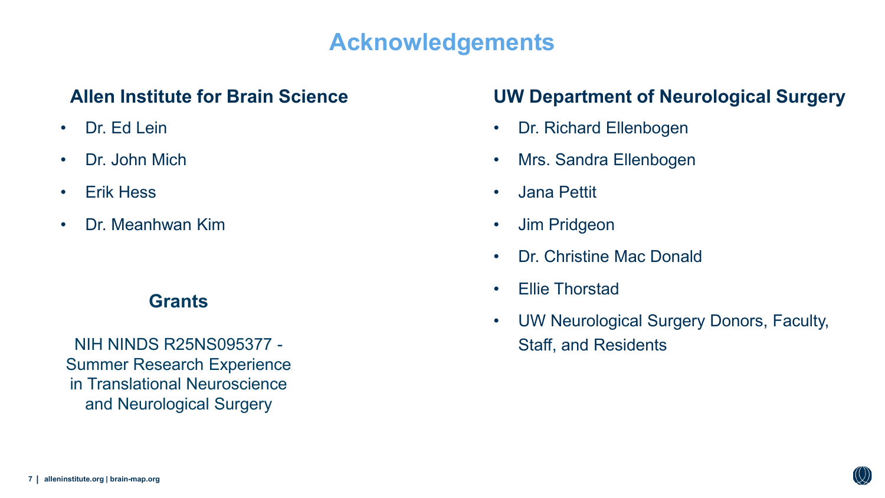# Acknowledgements

## Allen Institute for Brain Science

- Dr. Ed Lein
- Dr. John Mich
- Erik Hess
- Dr. Meanhwan Kim

## Grants

NIH NINDS R25NS095377 - Summer Research Experience in Translational Neuroscience and Neurological Surgery

## UW Department of Neurological Surgery

- Dr. Richard Ellenbogen
- Mrs. Sandra Ellenbogen
- Jana Pettit
- Jim Pridgeon
- Dr. Christine Mac Donald
- Ellie Thorstad
- UW Neurological Surgery Donors, Faculty, Staff, and Residents